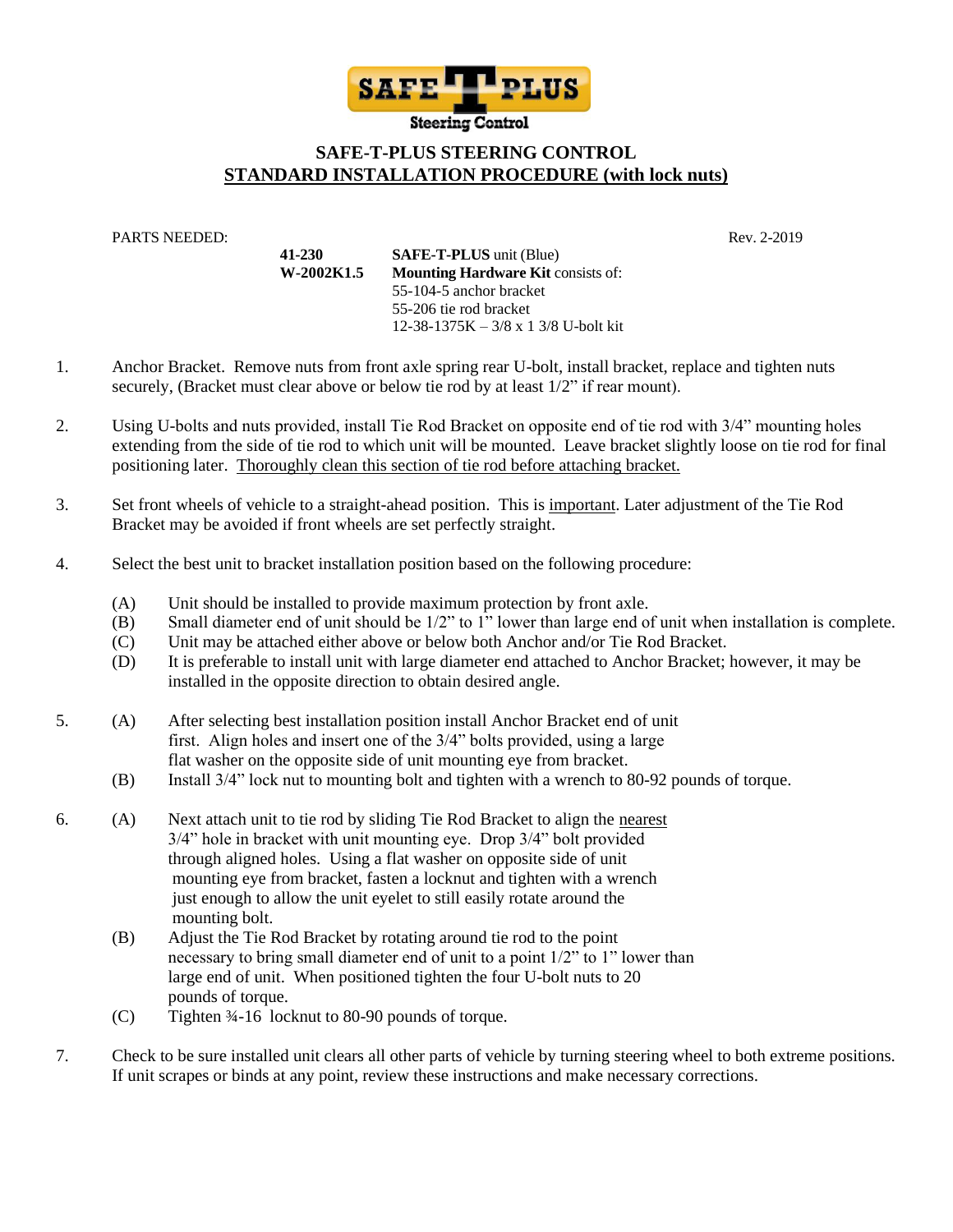SAFE-T-PLUS Steering Control

# SAFE-T-PLUS STEERING CONTROL

## STANDARD INSTALLATION PROCEDURE (with lock nuts)

PARTS NEEDED: Rev. 2-2019

| | |
|---|---|
| **41-230** | **SAFE-T-PLUS** unit (Blue) |
| **W-2002K1.5** | **Mounting Hardware Kit** consists of: |
| | 55-104-5 anchor bracket |
| | 55-206 tie rod bracket |
| | 12-38-1375K – 3/8 x 1 3/8 U-bolt kit |

1. Anchor Bracket. Remove nuts from front axle spring rear U-bolt, install bracket, replace and tighten nuts securely, (Bracket must clear above or below tie rod by at least 1/2" if rear mount).

2. Using U-bolts and nuts provided, install Tie Rod Bracket on opposite end of tie rod with 3/4" mounting holes extending from the side of tie rod to which unit will be mounted. Leave bracket slightly loose on tie rod for final positioning later. <u>Thoroughly clean this section of tie rod before attaching bracket.</u>

3. Set front wheels of vehicle to a straight-ahead position. This is <u>important</u>. Later adjustment of the Tie Rod Bracket may be avoided if front wheels are set perfectly straight.

4. Select the best unit to bracket installation position based on the following procedure:

   (A) Unit should be installed to provide maximum protection by front axle.
   (B) Small diameter end of unit should be 1/2" to 1" lower than large end of unit when installation is complete.
   (C) Unit may be attached either above or below both Anchor and/or Tie Rod Bracket.
   (D) It is preferable to install unit with large diameter end attached to Anchor Bracket; however, it may be installed in the opposite direction to obtain desired angle.

5. (A) After selecting best installation position install Anchor Bracket end of unit first. Align holes and insert one of the 3/4" bolts provided, using a large flat washer on the opposite side of unit mounting eye from bracket.
   (B) Install 3/4" lock nut to mounting bolt and tighten with a wrench to 80-92 pounds of torque.

6. (A) Next attach unit to tie rod by sliding Tie Rod Bracket to align the <u>nearest</u> 3/4" hole in bracket with unit mounting eye. Drop 3/4" bolt provided through aligned holes. Using a flat washer on opposite side of unit mounting eye from bracket, fasten a locknut and tighten with a wrench just enough to allow the unit eyelet to still easily rotate around the mounting bolt.
   (B) Adjust the Tie Rod Bracket by rotating around tie rod to the point necessary to bring small diameter end of unit to a point 1/2" to 1" lower than large end of unit. When positioned tighten the four U-bolt nuts to 20 pounds of torque.
   (C) Tighten ¾-16 locknut to 80-90 pounds of torque.

7. Check to be sure installed unit clears all other parts of vehicle by turning steering wheel to both extreme positions. If unit scrapes or binds at any point, review these instructions and make necessary corrections.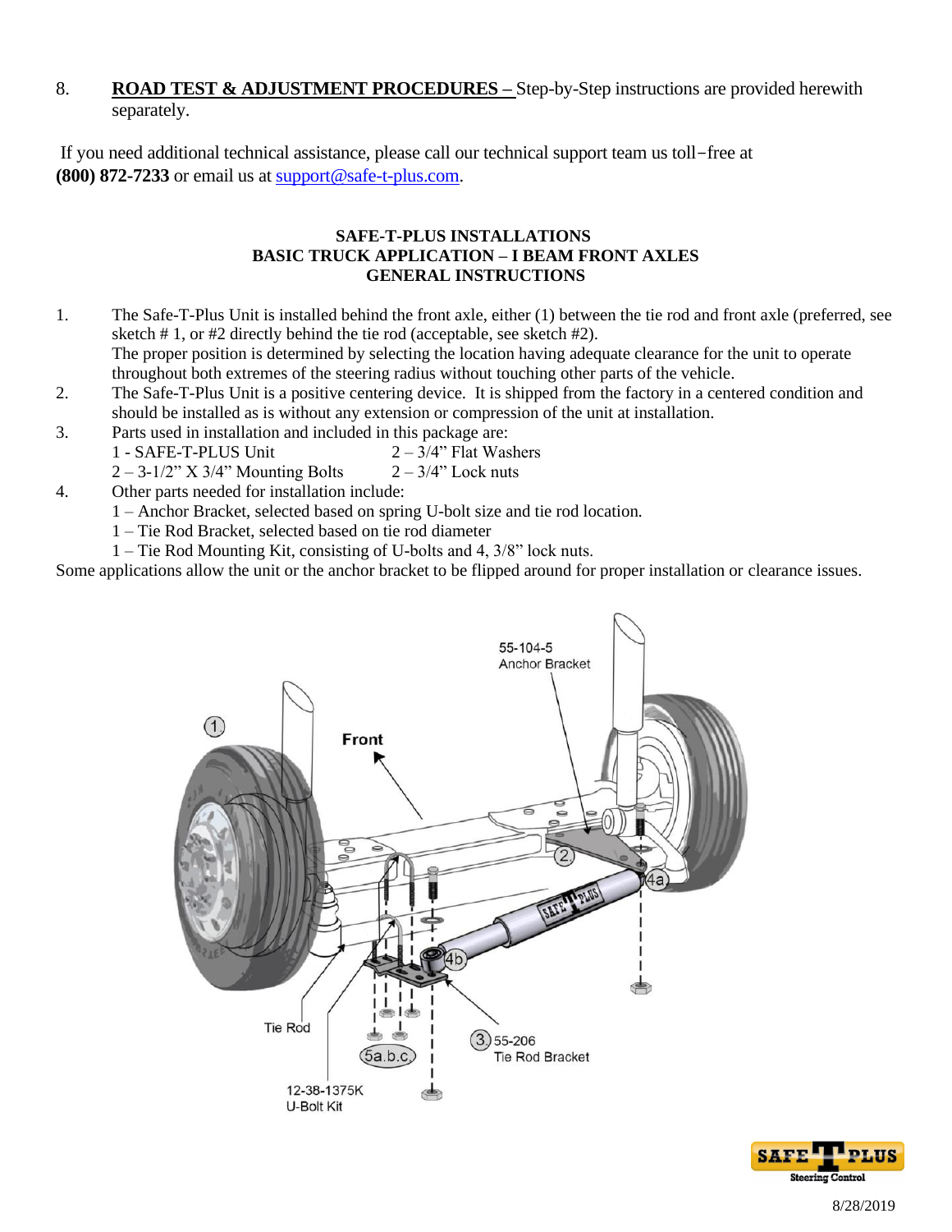8. **ROAD TEST & ADJUSTMENT PROCEDURES –** Step-by-Step instructions are provided herewith separately.

If you need additional technical assistance, please call our technical support team us toll−free at **(800) 872-7233** or email us at support@safe-t-plus.com.

**SAFE-T-PLUS INSTALLATIONS**
**BASIC TRUCK APPLICATION – I BEAM FRONT AXLES**
**GENERAL INSTRUCTIONS**

1. The Safe-T-Plus Unit is installed behind the front axle, either (1) between the tie rod and front axle (preferred, see sketch # 1, or #2 directly behind the tie rod (acceptable, see sketch #2).
   The proper position is determined by selecting the location having adequate clearance for the unit to operate throughout both extremes of the steering radius without touching other parts of the vehicle.
2. The Safe-T-Plus Unit is a positive centering device. It is shipped from the factory in a centered condition and should be installed as is without any extension or compression of the unit at installation.
3. Parts used in installation and included in this package are:
   1 - SAFE-T-PLUS Unit — 2 – 3/4" Flat Washers
   2 – 3-1/2" X 3/4" Mounting Bolts — 2 – 3/4" Lock nuts
4. Other parts needed for installation include:
   1 – Anchor Bracket, selected based on spring U-bolt size and tie rod location.
   1 – Tie Rod Bracket, selected based on tie rod diameter
   1 – Tie Rod Mounting Kit, consisting of U-bolts and 4, 3/8" lock nuts.

Some applications allow the unit or the anchor bracket to be flipped around for proper installation or clearance issues.

1
Front
55-104-5
Anchor Bracket
2
4a
4b
Tie Rod
5a.b.c.
3 55-206
Tie Rod Bracket
12-38-1375K
U-Bolt Kit

8/28/2019